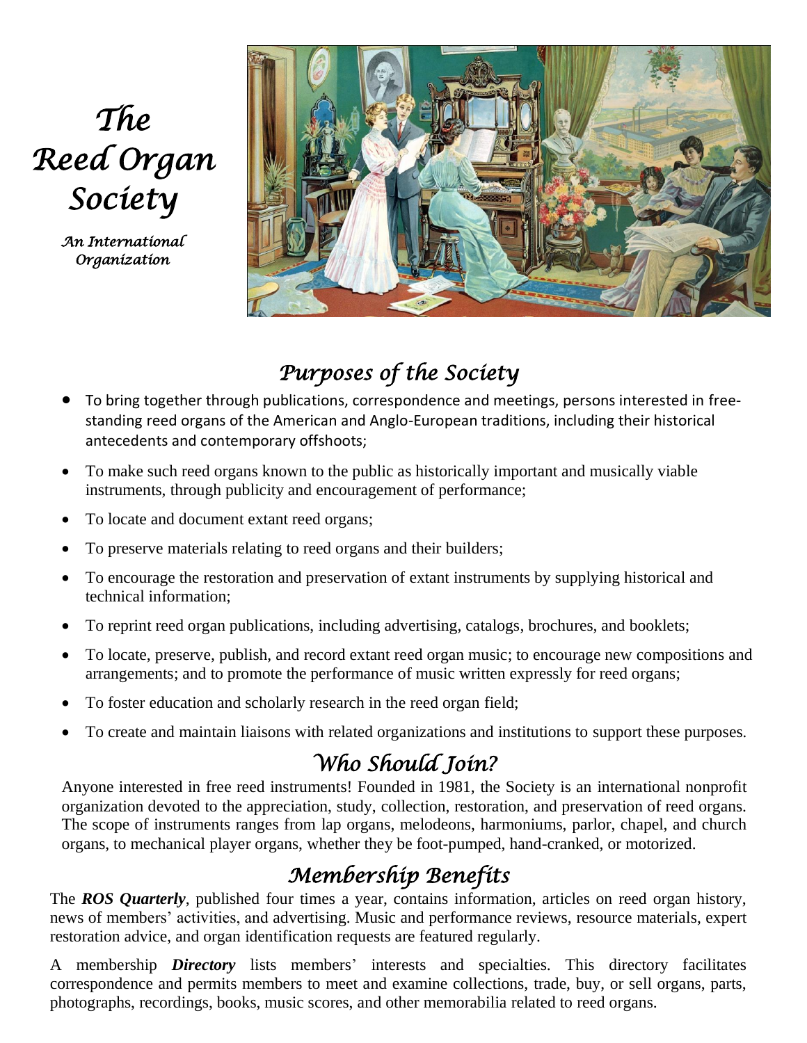# The Reed Organ Society

*An International Organization*

## Purposes of the Society

- To bring together through publications, correspondence and meetings, persons interested in free-standing reed organs of the American and Anglo-European traditions, including their historical antecedents and contemporary offshoots;
- To make such reed organs known to the public as historically important and musically viable instruments, through publicity and encouragement of performance;
- To locate and document extant reed organs;
- To preserve materials relating to reed organs and their builders;
- To encourage the restoration and preservation of extant instruments by supplying historical and technical information;
- To reprint reed organ publications, including advertising, catalogs, brochures, and booklets;
- To locate, preserve, publish, and record extant reed organ music; to encourage new compositions and arrangements; and to promote the performance of music written expressly for reed organs;
- To foster education and scholarly research in the reed organ field;
- To create and maintain liaisons with related organizations and institutions to support these purposes.

## Who Should Join?

Anyone interested in free reed instruments! Founded in 1981, the Society is an international nonprofit organization devoted to the appreciation, study, collection, restoration, and preservation of reed organs. The scope of instruments ranges from lap organs, melodeons, harmoniums, parlor, chapel, and church organs, to mechanical player organs, whether they be foot-pumped, hand-cranked, or motorized.

## Membership Benefits

The ***ROS Quarterly***, published four times a year, contains information, articles on reed organ history, news of members' activities, and advertising. Music and performance reviews, resource materials, expert restoration advice, and organ identification requests are featured regularly.

A membership ***Directory*** lists members' interests and specialties. This directory facilitates correspondence and permits members to meet and examine collections, trade, buy, or sell organs, parts, photographs, recordings, books, music scores, and other memorabilia related to reed organs.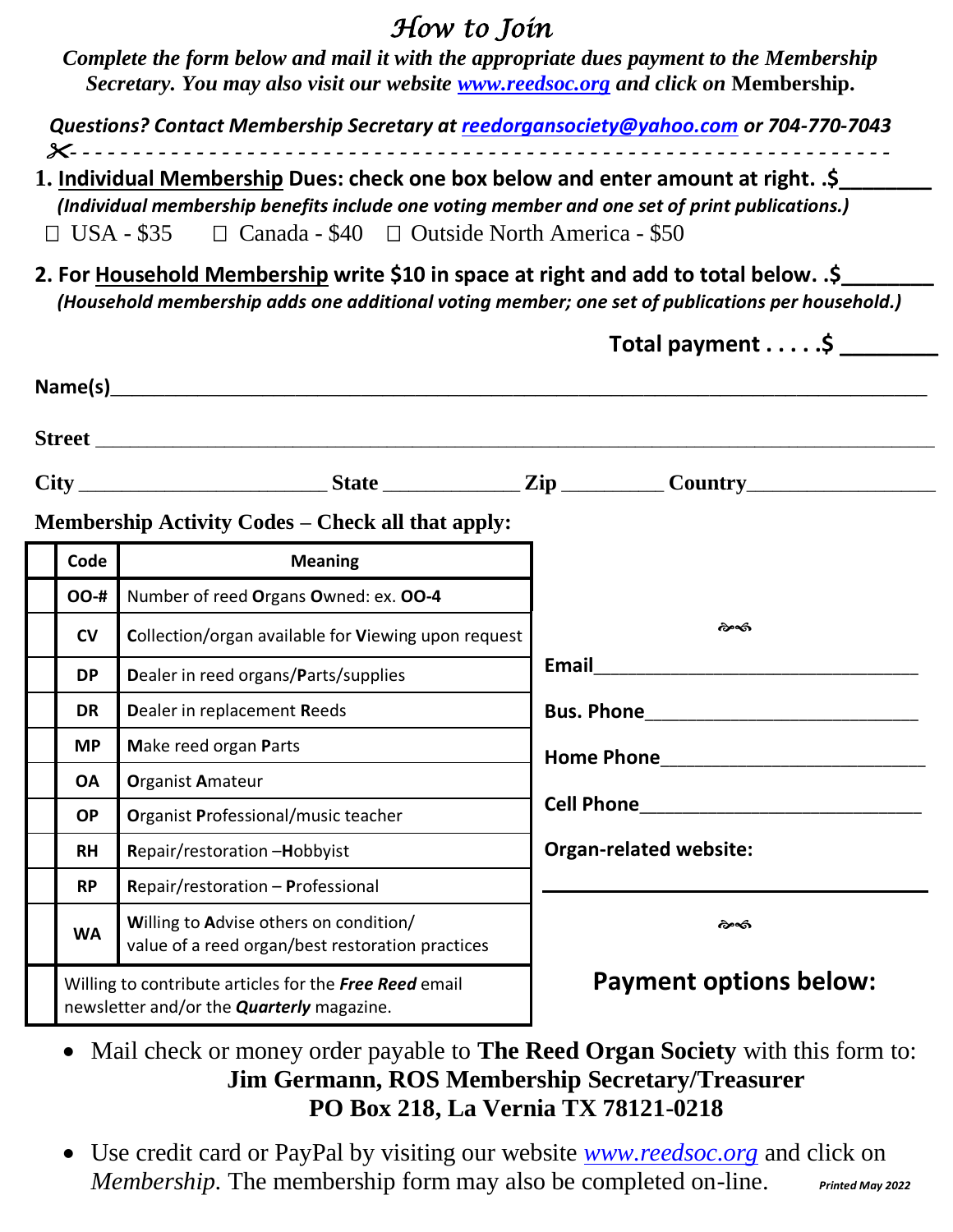# *How to Join*

***Complete the form below and mail it with the appropriate dues payment to the Membership Secretary. You may also visit our website [www.reedsoc.org](http://www.reedsoc.org) and click on* Membership.**

***Questions? Contact Membership Secretary at reedorgansociety@yahoo.com or 704-770-7043***

✂- - - - - - - - - - - - - - - - - - - - - - - - - - - - - - - - - - - - - - - - - - - - - - - - - - - - - - - - - - - - - - -

**1. Individual Membership Dues: check one box below and enter amount at right. .$_______**

***(Individual membership benefits include one voting member and one set of print publications.)***

☐ USA - $35 ☐ Canada - $40 ☐ Outside North America - $50

**2. For Household Membership write $10 in space at right and add to total below. .$_______**

***(Household membership adds one additional voting member; one set of publications per household.)***

**Total payment . . . . .$ _______**

**Name(s)**______________________________________________________________________

**Street** ______________________________________________________________________

**City** ______________________ **State** ____________ **Zip** _________ **Country**________________

**Membership Activity Codes – Check all that apply:**

| | Code | Meaning |
|---|---|---|
| | **OO-#** | Number of reed **O**rgans **O**wned: ex. **OO-4** |
| | **CV** | **C**ollection/organ available for **V**iewing upon request |
| | **DP** | **D**ealer in reed organs/**P**arts/supplies |
| | **DR** | **D**ealer in replacement **R**eeds |
| | **MP** | **M**ake reed organ **P**arts |
| | **OA** | **O**rganist **A**mateur |
| | **OP** | **O**rganist **P**rofessional/music teacher |
| | **RH** | **R**epair/restoration –**H**obbyist |
| | **RP** | **R**epair/restoration – **P**rofessional |
| | **WA** | **W**illing to **A**dvise others on condition/ value of a reed organ/best restoration practices |
| | Willing to contribute articles for the ***Free Reed*** email newsletter and/or the ***Quarterly*** magazine. | |

**Email**_______________________________

**Bus. Phone**__________________________

**Home Phone**_________________________

**Cell Phone**__________________________

**Organ-related website:**

_______________________________________

## Payment options below:

- Mail check or money order payable to **The Reed Organ Society** with this form to:
  **Jim Germann, ROS Membership Secretary/Treasurer**
  **PO Box 218, La Vernia TX 78121-0218**
- Use credit card or PayPal by visiting our website *[www.reedsoc.org](http://www.reedsoc.org)* and click on *Membership.* The membership form may also be completed on-line.

***Printed May 2022***